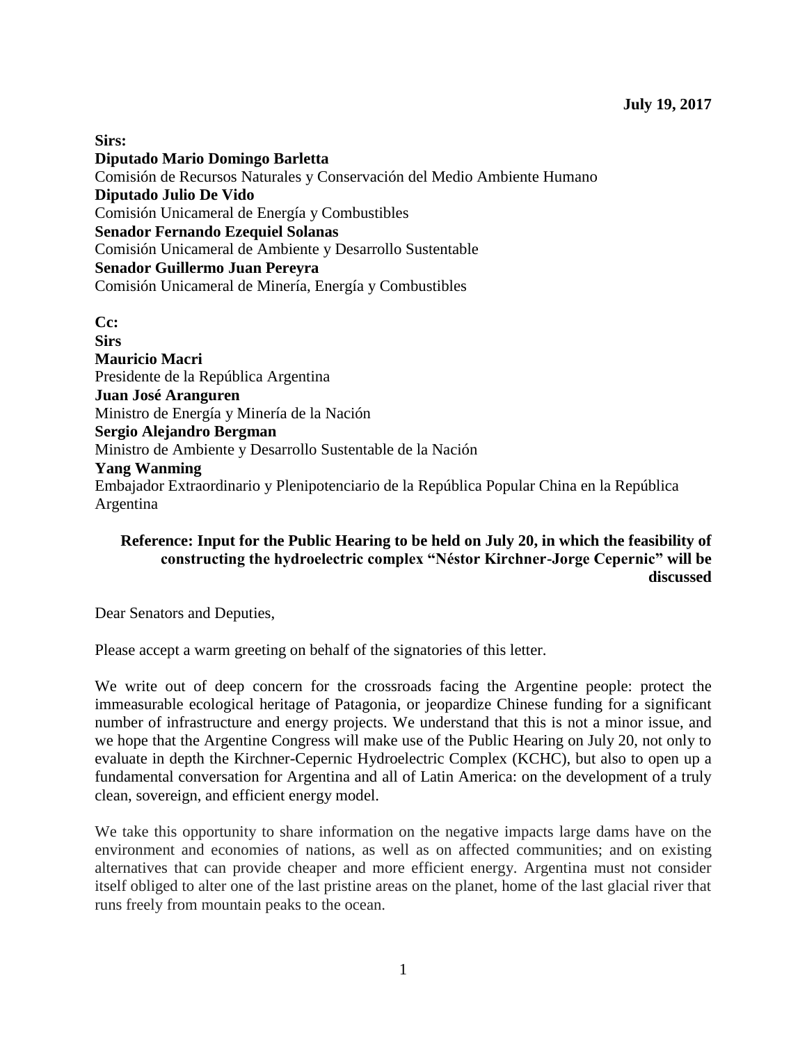**July 19, 2017**

**Sirs:**
**Diputado Mario Domingo Barletta**
Comisión de Recursos Naturales y Conservación del Medio Ambiente Humano
**Diputado Julio De Vido**
Comisión Unicameral de Energía y Combustibles
**Senador Fernando Ezequiel Solanas**
Comisión Unicameral de Ambiente y Desarrollo Sustentable
**Senador Guillermo Juan Pereyra**
Comisión Unicameral de Minería, Energía y Combustibles

**Cc:**
**Sirs**
**Mauricio Macri**
Presidente de la República Argentina
**Juan José Aranguren**
Ministro de Energía y Minería de la Nación
**Sergio Alejandro Bergman**
Ministro de Ambiente y Desarrollo Sustentable de la Nación
**Yang Wanming**
Embajador Extraordinario y Plenipotenciario de la República Popular China en la República Argentina

**Reference: Input for the Public Hearing to be held on July 20, in which the feasibility of constructing the hydroelectric complex "Néstor Kirchner-Jorge Cepernic" will be discussed**

Dear Senators and Deputies,

Please accept a warm greeting on behalf of the signatories of this letter.

We write out of deep concern for the crossroads facing the Argentine people: protect the immeasurable ecological heritage of Patagonia, or jeopardize Chinese funding for a significant number of infrastructure and energy projects. We understand that this is not a minor issue, and we hope that the Argentine Congress will make use of the Public Hearing on July 20, not only to evaluate in depth the Kirchner-Cepernic Hydroelectric Complex (KCHC), but also to open up a fundamental conversation for Argentina and all of Latin America: on the development of a truly clean, sovereign, and efficient energy model.

We take this opportunity to share information on the negative impacts large dams have on the environment and economies of nations, as well as on affected communities; and on existing alternatives that can provide cheaper and more efficient energy. Argentina must not consider itself obliged to alter one of the last pristine areas on the planet, home of the last glacial river that runs freely from mountain peaks to the ocean.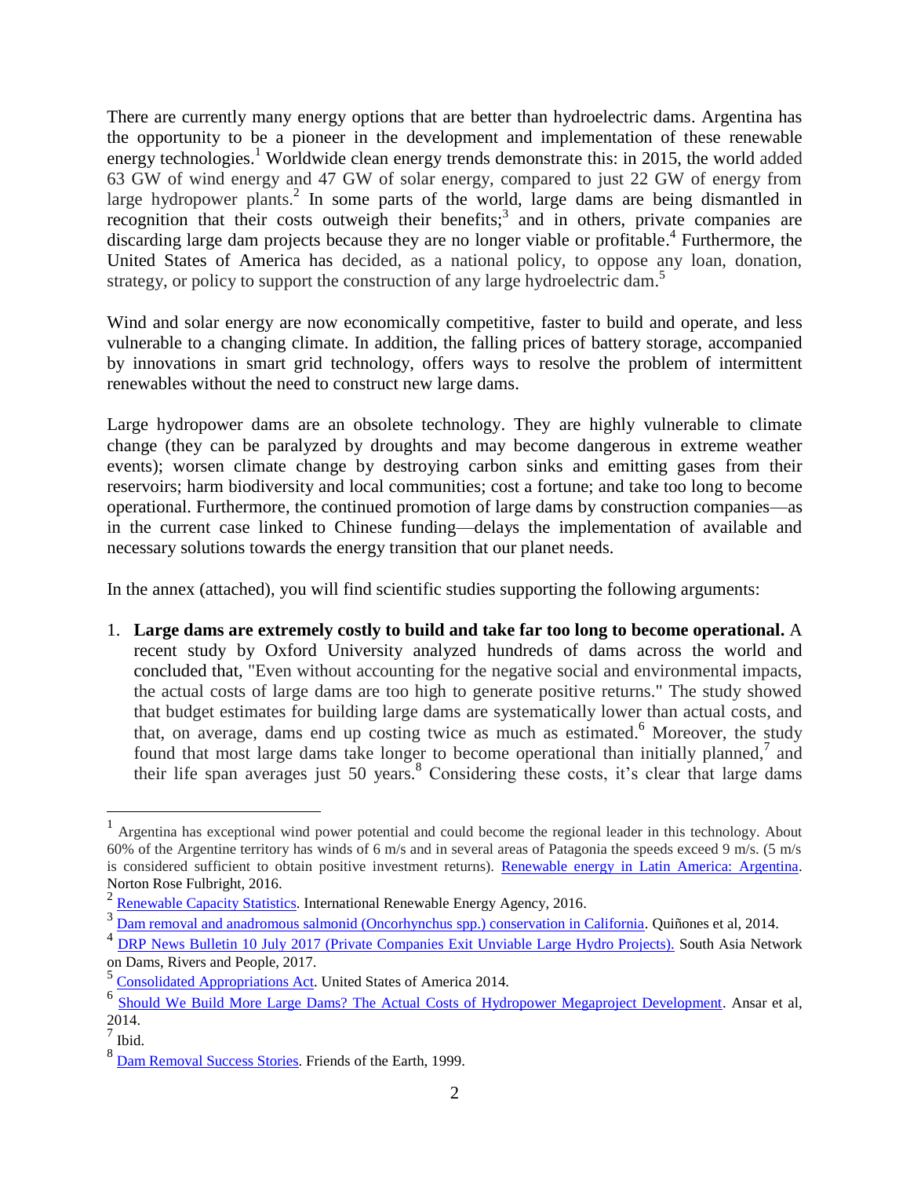There are currently many energy options that are better than hydroelectric dams. Argentina has the opportunity to be a pioneer in the development and implementation of these renewable energy technologies.[1] Worldwide clean energy trends demonstrate this: in 2015, the world added 63 GW of wind energy and 47 GW of solar energy, compared to just 22 GW of energy from large hydropower plants.[2] In some parts of the world, large dams are being dismantled in recognition that their costs outweigh their benefits;[3] and in others, private companies are discarding large dam projects because they are no longer viable or profitable.[4] Furthermore, the United States of America has decided, as a national policy, to oppose any loan, donation, strategy, or policy to support the construction of any large hydroelectric dam.[5]

Wind and solar energy are now economically competitive, faster to build and operate, and less vulnerable to a changing climate. In addition, the falling prices of battery storage, accompanied by innovations in smart grid technology, offers ways to resolve the problem of intermittent renewables without the need to construct new large dams.

Large hydropower dams are an obsolete technology. They are highly vulnerable to climate change (they can be paralyzed by droughts and may become dangerous in extreme weather events); worsen climate change by destroying carbon sinks and emitting gases from their reservoirs; harm biodiversity and local communities; cost a fortune; and take too long to become operational. Furthermore, the continued promotion of large dams by construction companies—as in the current case linked to Chinese funding—delays the implementation of available and necessary solutions towards the energy transition that our planet needs.

In the annex (attached), you will find scientific studies supporting the following arguments:

1. **Large dams are extremely costly to build and take far too long to become operational.** A recent study by Oxford University analyzed hundreds of dams across the world and concluded that, "Even without accounting for the negative social and environmental impacts, the actual costs of large dams are too high to generate positive returns." The study showed that budget estimates for building large dams are systematically lower than actual costs, and that, on average, dams end up costing twice as much as estimated.[6] Moreover, the study found that most large dams take longer to become operational than initially planned,[7] and their life span averages just 50 years.[8] Considering these costs, it's clear that large dams

---

[1] Argentina has exceptional wind power potential and could become the regional leader in this technology. About 60% of the Argentine territory has winds of 6 m/s and in several areas of Patagonia the speeds exceed 9 m/s. (5 m/s is considered sufficient to obtain positive investment returns). [Renewable energy in Latin America: Argentina](). Norton Rose Fulbright, 2016.

[2] [Renewable Capacity Statistics](). International Renewable Energy Agency, 2016.

[3] [Dam removal and anadromous salmonid (Oncorhynchus spp.) conservation in California](). Quiñones et al, 2014.

[4] [DRP News Bulletin 10 July 2017 (Private Companies Exit Unviable Large Hydro Projects).]() South Asia Network on Dams, Rivers and People, 2017.

[5] [Consolidated Appropriations Act](). United States of America 2014.

[6] [Should We Build More Large Dams? The Actual Costs of Hydropower Megaproject Development](). Ansar et al, 2014.

[7] Ibid.

[8] [Dam Removal Success Stories](). Friends of the Earth, 1999.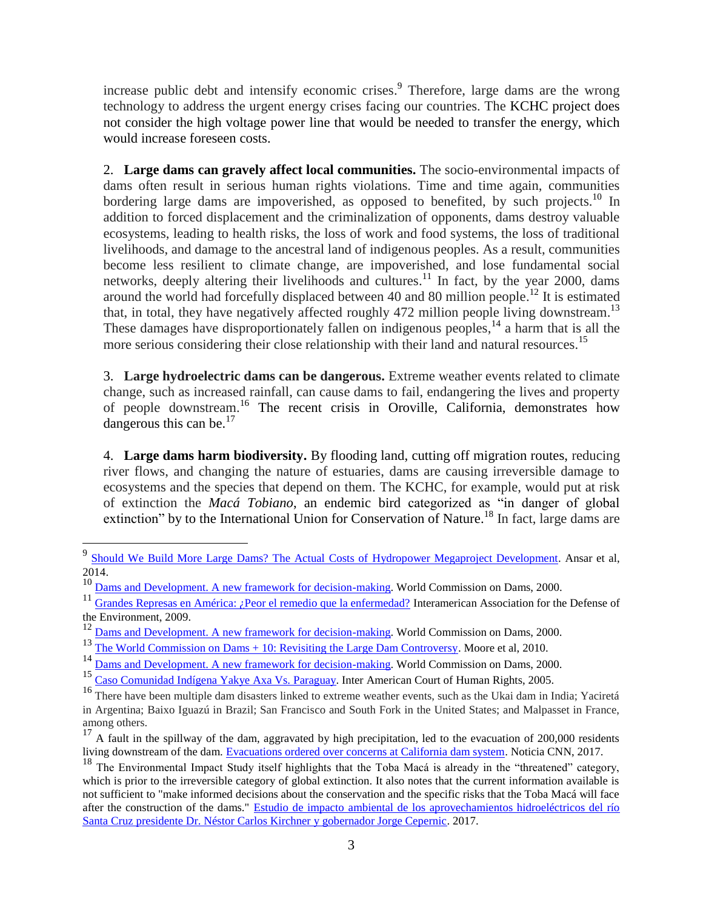increase public debt and intensify economic crises.[9] Therefore, large dams are the wrong technology to address the urgent energy crises facing our countries. The KCHC project does not consider the high voltage power line that would be needed to transfer the energy, which would increase foreseen costs.

2. **Large dams can gravely affect local communities.** The socio-environmental impacts of dams often result in serious human rights violations. Time and time again, communities bordering large dams are impoverished, as opposed to benefited, by such projects.[10] In addition to forced displacement and the criminalization of opponents, dams destroy valuable ecosystems, leading to health risks, the loss of work and food systems, the loss of traditional livelihoods, and damage to the ancestral land of indigenous peoples. As a result, communities become less resilient to climate change, are impoverished, and lose fundamental social networks, deeply altering their livelihoods and cultures.[11] In fact, by the year 2000, dams around the world had forcefully displaced between 40 and 80 million people.[12] It is estimated that, in total, they have negatively affected roughly 472 million people living downstream.[13] These damages have disproportionately fallen on indigenous peoples,[14] a harm that is all the more serious considering their close relationship with their land and natural resources.[15]

3. **Large hydroelectric dams can be dangerous.** Extreme weather events related to climate change, such as increased rainfall, can cause dams to fail, endangering the lives and property of people downstream.[16] The recent crisis in Oroville, California, demonstrates how dangerous this can be.[17]

4. **Large dams harm biodiversity.** By flooding land, cutting off migration routes, reducing river flows, and changing the nature of estuaries, dams are causing irreversible damage to ecosystems and the species that depend on them. The KCHC, for example, would put at risk of extinction the *Macá Tobiano*, an endemic bird categorized as "in danger of global extinction" by to the International Union for Conservation of Nature.[18] In fact, large dams are

---

[9] Should We Build More Large Dams? The Actual Costs of Hydropower Megaproject Development. Ansar et al, 2014.

[10] Dams and Development. A new framework for decision-making. World Commission on Dams, 2000.

[11] Grandes Represas en América: ¿Peor el remedio que la enfermedad? Interamerican Association for the Defense of the Environment, 2009.

[12] Dams and Development. A new framework for decision-making. World Commission on Dams, 2000.

[13] The World Commission on Dams + 10: Revisiting the Large Dam Controversy. Moore et al, 2010.

[14] Dams and Development. A new framework for decision-making. World Commission on Dams, 2000.

[15] Caso Comunidad Indígena Yakye Axa Vs. Paraguay. Inter American Court of Human Rights, 2005.

[16] There have been multiple dam disasters linked to extreme weather events, such as the Ukai dam in India; Yaciretá in Argentina; Baixo Iguazú in Brazil; San Francisco and South Fork in the United States; and Malpasset in France, among others.

[17] A fault in the spillway of the dam, aggravated by high precipitation, led to the evacuation of 200,000 residents living downstream of the dam. Evacuations ordered over concerns at California dam system. Noticia CNN, 2017.

[18] The Environmental Impact Study itself highlights that the Toba Macá is already in the "threatened" category, which is prior to the irreversible category of global extinction. It also notes that the current information available is not sufficient to "make informed decisions about the conservation and the specific risks that the Toba Macá will face after the construction of the dams." Estudio de impacto ambiental de los aprovechamientos hidroeléctricos del río Santa Cruz presidente Dr. Néstor Carlos Kirchner y gobernador Jorge Cepernic. 2017.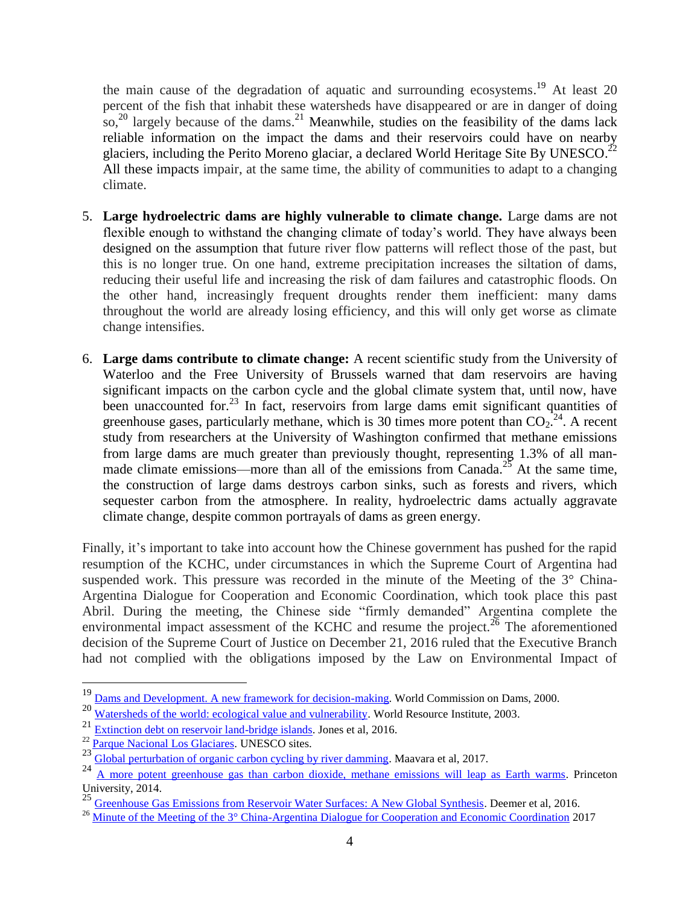the main cause of the degradation of aquatic and surrounding ecosystems.[19] At least 20 percent of the fish that inhabit these watersheds have disappeared or are in danger of doing so,[20] largely because of the dams.[21] Meanwhile, studies on the feasibility of the dams lack reliable information on the impact the dams and their reservoirs could have on nearby glaciers, including the Perito Moreno glaciar, a declared World Heritage Site By UNESCO.[22] All these impacts impair, at the same time, the ability of communities to adapt to a changing climate.

5. **Large hydroelectric dams are highly vulnerable to climate change.** Large dams are not flexible enough to withstand the changing climate of today's world. They have always been designed on the assumption that future river flow patterns will reflect those of the past, but this is no longer true. On one hand, extreme precipitation increases the siltation of dams, reducing their useful life and increasing the risk of dam failures and catastrophic floods. On the other hand, increasingly frequent droughts render them inefficient: many dams throughout the world are already losing efficiency, and this will only get worse as climate change intensifies.

6. **Large dams contribute to climate change:** A recent scientific study from the University of Waterloo and the Free University of Brussels warned that dam reservoirs are having significant impacts on the carbon cycle and the global climate system that, until now, have been unaccounted for.[23] In fact, reservoirs from large dams emit significant quantities of greenhouse gases, particularly methane, which is 30 times more potent than $CO_2$.[24]. A recent study from researchers at the University of Washington confirmed that methane emissions from large dams are much greater than previously thought, representing 1.3% of all man-made climate emissions—more than all of the emissions from Canada.[25] At the same time, the construction of large dams destroys carbon sinks, such as forests and rivers, which sequester carbon from the atmosphere. In reality, hydroelectric dams actually aggravate climate change, despite common portrayals of dams as green energy.

Finally, it's important to take into account how the Chinese government has pushed for the rapid resumption of the KCHC, under circumstances in which the Supreme Court of Argentina had suspended work. This pressure was recorded in the minute of the Meeting of the 3° China-Argentina Dialogue for Cooperation and Economic Coordination, which took place this past Abril. During the meeting, the Chinese side "firmly demanded" Argentina complete the environmental impact assessment of the KCHC and resume the project.[26] The aforementioned decision of the Supreme Court of Justice on December 21, 2016 ruled that the Executive Branch had not complied with the obligations imposed by the Law on Environmental Impact of

---

[19] Dams and Development. A new framework for decision-making. World Commission on Dams, 2000.

[20] Watersheds of the world: ecological value and vulnerability. World Resource Institute, 2003.

[21] Extinction debt on reservoir land-bridge islands. Jones et al, 2016.

[22] Parque Nacional Los Glaciares. UNESCO sites.

[23] Global perturbation of organic carbon cycling by river damming. Maavara et al, 2017.

[24] A more potent greenhouse gas than carbon dioxide, methane emissions will leap as Earth warms. Princeton University, 2014.

[25] Greenhouse Gas Emissions from Reservoir Water Surfaces: A New Global Synthesis. Deemer et al, 2016.

[26] Minute of the Meeting of the 3° China-Argentina Dialogue for Cooperation and Economic Coordination 2017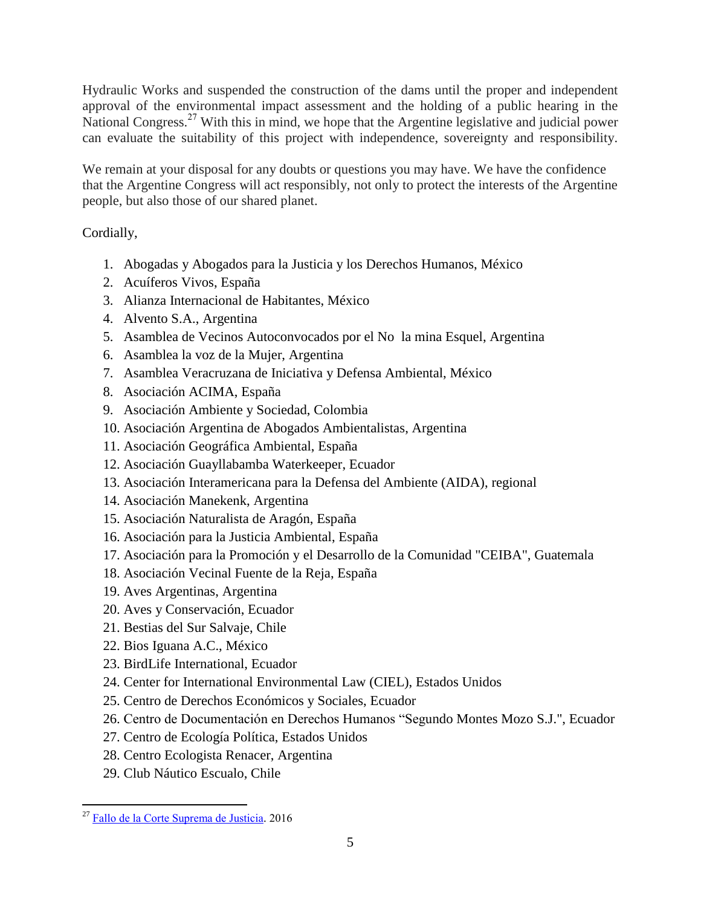Hydraulic Works and suspended the construction of the dams until the proper and independent approval of the environmental impact assessment and the holding of a public hearing in the National Congress.[27] With this in mind, we hope that the Argentine legislative and judicial power can evaluate the suitability of this project with independence, sovereignty and responsibility.

We remain at your disposal for any doubts or questions you may have. We have the confidence that the Argentine Congress will act responsibly, not only to protect the interests of the Argentine people, but also those of our shared planet.

Cordially,

1. Abogadas y Abogados para la Justicia y los Derechos Humanos, México
2. Acuíferos Vivos, España
3. Alianza Internacional de Habitantes, México
4. Alvento S.A., Argentina
5. Asamblea de Vecinos Autoconvocados por el No la mina Esquel, Argentina
6. Asamblea la voz de la Mujer, Argentina
7. Asamblea Veracruzana de Iniciativa y Defensa Ambiental, México
8. Asociación ACIMA, España
9. Asociación Ambiente y Sociedad, Colombia
10. Asociación Argentina de Abogados Ambientalistas, Argentina
11. Asociación Geográfica Ambiental, España
12. Asociación Guayllabamba Waterkeeper, Ecuador
13. Asociación Interamericana para la Defensa del Ambiente (AIDA), regional
14. Asociación Manekenk, Argentina
15. Asociación Naturalista de Aragón, España
16. Asociación para la Justicia Ambiental, España
17. Asociación para la Promoción y el Desarrollo de la Comunidad "CEIBA", Guatemala
18. Asociación Vecinal Fuente de la Reja, España
19. Aves Argentinas, Argentina
20. Aves y Conservación, Ecuador
21. Bestias del Sur Salvaje, Chile
22. Bios Iguana A.C., México
23. BirdLife International, Ecuador
24. Center for International Environmental Law (CIEL), Estados Unidos
25. Centro de Derechos Económicos y Sociales, Ecuador
26. Centro de Documentación en Derechos Humanos "Segundo Montes Mozo S.J.", Ecuador
27. Centro de Ecología Política, Estados Unidos
28. Centro Ecologista Renacer, Argentina
29. Club Náutico Escualo, Chile

[27] Fallo de la Corte Suprema de Justicia. 2016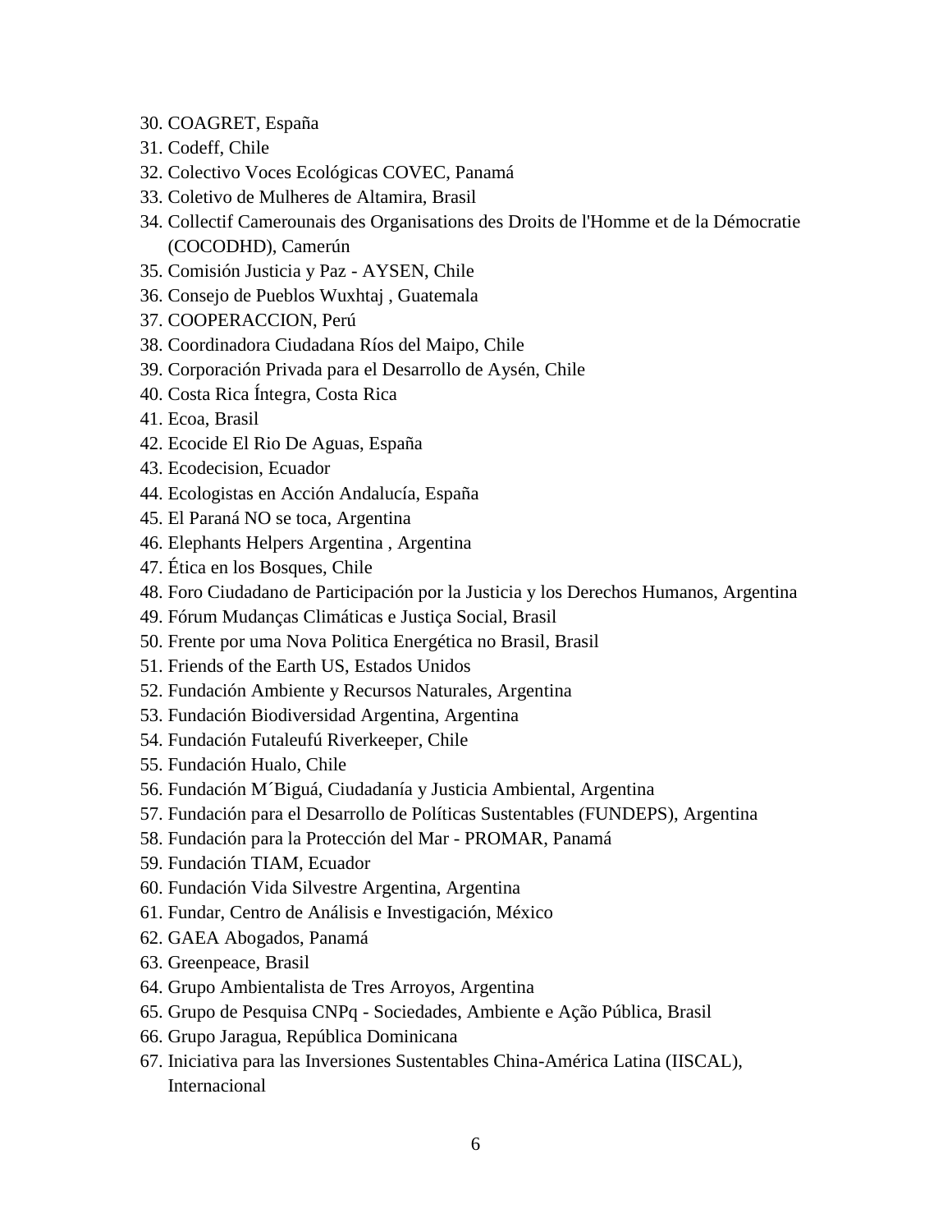30. COAGRET, España
31. Codeff, Chile
32. Colectivo Voces Ecológicas COVEC, Panamá
33. Coletivo de Mulheres de Altamira, Brasil
34. Collectif Camerounais des Organisations des Droits de l'Homme et de la Démocratie (COCODHD), Camerún
35. Comisión Justicia y Paz - AYSEN, Chile
36. Consejo de Pueblos Wuxhtaj , Guatemala
37. COOPERACCION, Perú
38. Coordinadora Ciudadana Ríos del Maipo, Chile
39. Corporación Privada para el Desarrollo de Aysén, Chile
40. Costa Rica Íntegra, Costa Rica
41. Ecoa, Brasil
42. Ecocide El Rio De Aguas, España
43. Ecodecision, Ecuador
44. Ecologistas en Acción Andalucía, España
45. El Paraná NO se toca, Argentina
46. Elephants Helpers Argentina , Argentina
47. Ética en los Bosques, Chile
48. Foro Ciudadano de Participación por la Justicia y los Derechos Humanos, Argentina
49. Fórum Mudanças Climáticas e Justiça Social, Brasil
50. Frente por uma Nova Politica Energética no Brasil, Brasil
51. Friends of the Earth US, Estados Unidos
52. Fundación Ambiente y Recursos Naturales, Argentina
53. Fundación Biodiversidad Argentina, Argentina
54. Fundación Futaleufú Riverkeeper, Chile
55. Fundación Hualo, Chile
56. Fundación M´Biguá, Ciudadanía y Justicia Ambiental, Argentina
57. Fundación para el Desarrollo de Políticas Sustentables (FUNDEPS), Argentina
58. Fundación para la Protección del Mar - PROMAR, Panamá
59. Fundación TIAM, Ecuador
60. Fundación Vida Silvestre Argentina, Argentina
61. Fundar, Centro de Análisis e Investigación, México
62. GAEA Abogados, Panamá
63. Greenpeace, Brasil
64. Grupo Ambientalista de Tres Arroyos, Argentina
65. Grupo de Pesquisa CNPq - Sociedades, Ambiente e Ação Pública, Brasil
66. Grupo Jaragua, República Dominicana
67. Iniciativa para las Inversiones Sustentables China-América Latina (IISCAL), Internacional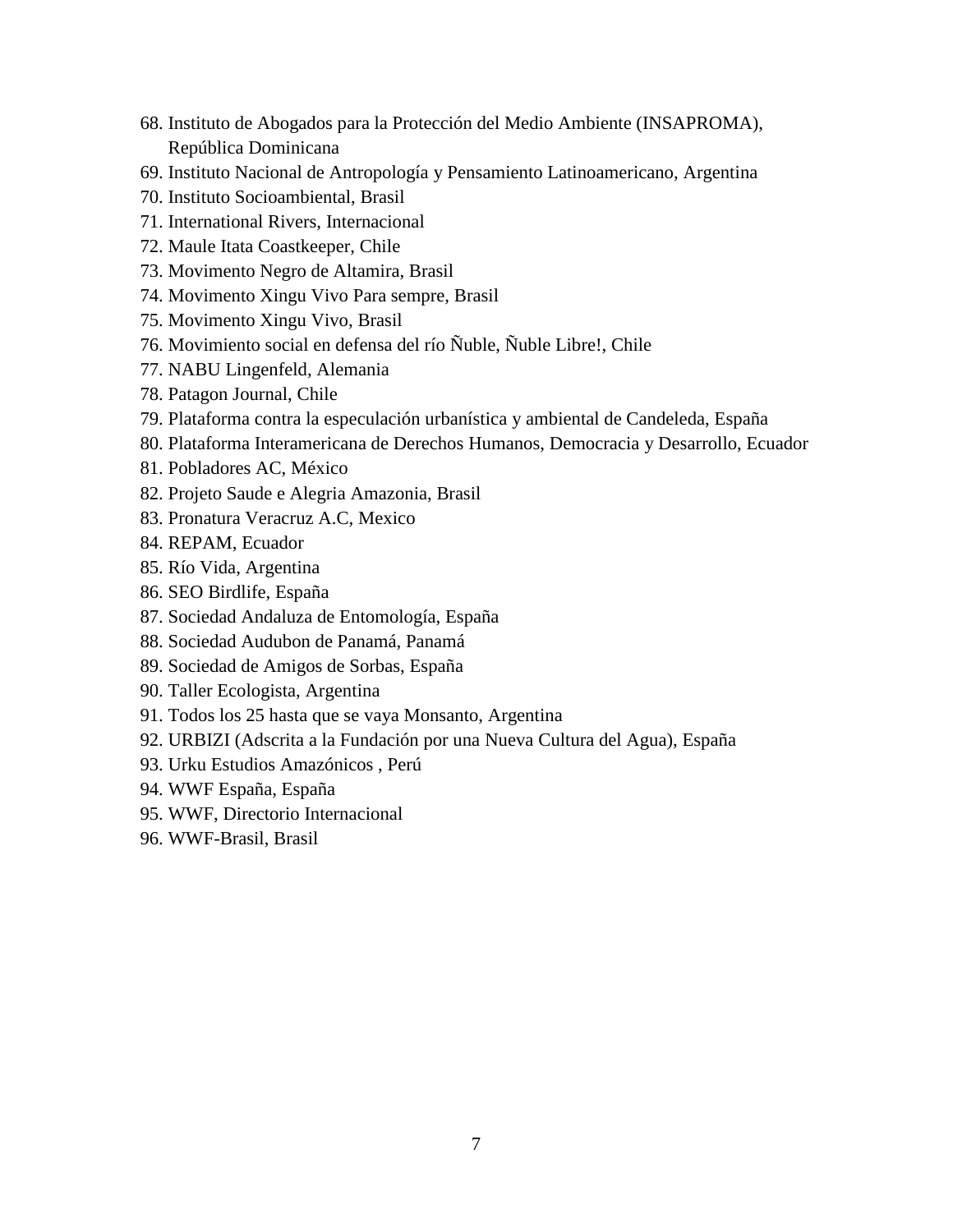68. Instituto de Abogados para la Protección del Medio Ambiente (INSAPROMA), República Dominicana
69. Instituto Nacional de Antropología y Pensamiento Latinoamericano, Argentina
70. Instituto Socioambiental, Brasil
71. International Rivers, Internacional
72. Maule Itata Coastkeeper, Chile
73. Movimento Negro de Altamira, Brasil
74. Movimento Xingu Vivo Para sempre, Brasil
75. Movimento Xingu Vivo, Brasil
76. Movimiento social en defensa del río Ñuble, Ñuble Libre!, Chile
77. NABU Lingenfeld, Alemania
78. Patagon Journal, Chile
79. Plataforma contra la especulación urbanística y ambiental de Candeleda, España
80. Plataforma Interamericana de Derechos Humanos, Democracia y Desarrollo, Ecuador
81. Pobladores AC, México
82. Projeto Saude e Alegria Amazonia, Brasil
83. Pronatura Veracruz A.C, Mexico
84. REPAM, Ecuador
85. Río Vida, Argentina
86. SEO Birdlife, España
87. Sociedad Andaluza de Entomología, España
88. Sociedad Audubon de Panamá, Panamá
89. Sociedad de Amigos de Sorbas, España
90. Taller Ecologista, Argentina
91. Todos los 25 hasta que se vaya Monsanto, Argentina
92. URBIZI (Adscrita a la Fundación por una Nueva Cultura del Agua), España
93. Urku Estudios Amazónicos , Perú
94. WWF España, España
95. WWF, Directorio Internacional
96. WWF-Brasil, Brasil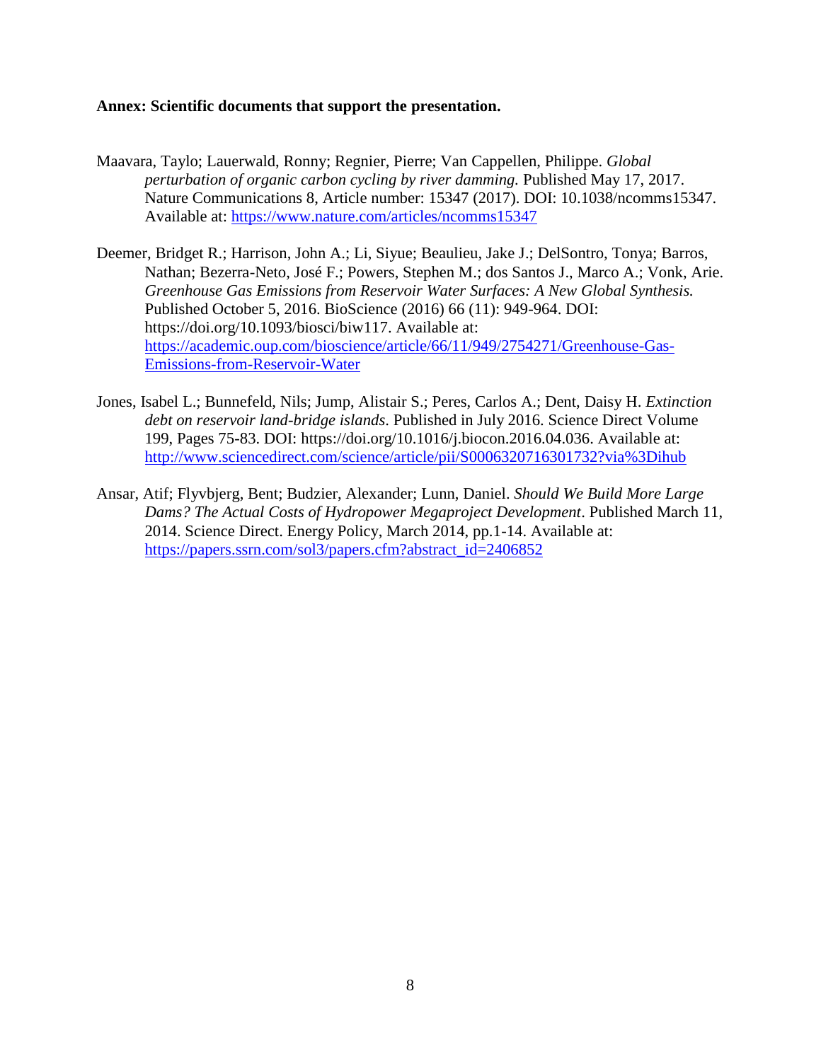**Annex: Scientific documents that support the presentation.**

Maavara, Taylo; Lauerwald, Ronny; Regnier, Pierre; Van Cappellen, Philippe. *Global perturbation of organic carbon cycling by river damming.* Published May 17, 2017. Nature Communications 8, Article number: 15347 (2017). DOI: 10.1038/ncomms15347. Available at: https://www.nature.com/articles/ncomms15347

Deemer, Bridget R.; Harrison, John A.; Li, Siyue; Beaulieu, Jake J.; DelSontro, Tonya; Barros, Nathan; Bezerra-Neto, José F.; Powers, Stephen M.; dos Santos J., Marco A.; Vonk, Arie. *Greenhouse Gas Emissions from Reservoir Water Surfaces: A New Global Synthesis.* Published October 5, 2016. BioScience (2016) 66 (11): 949-964. DOI: https://doi.org/10.1093/biosci/biw117. Available at: https://academic.oup.com/bioscience/article/66/11/949/2754271/Greenhouse-Gas-Emissions-from-Reservoir-Water

Jones, Isabel L.; Bunnefeld, Nils; Jump, Alistair S.; Peres, Carlos A.; Dent, Daisy H. *Extinction debt on reservoir land-bridge islands*. Published in July 2016. Science Direct Volume 199, Pages 75-83. DOI: https://doi.org/10.1016/j.biocon.2016.04.036. Available at: http://www.sciencedirect.com/science/article/pii/S0006320716301732?via%3Dihub

Ansar, Atif; Flyvbjerg, Bent; Budzier, Alexander; Lunn, Daniel. *Should We Build More Large Dams? The Actual Costs of Hydropower Megaproject Development*. Published March 11, 2014. Science Direct. Energy Policy, March 2014, pp.1-14. Available at: https://papers.ssrn.com/sol3/papers.cfm?abstract_id=2406852